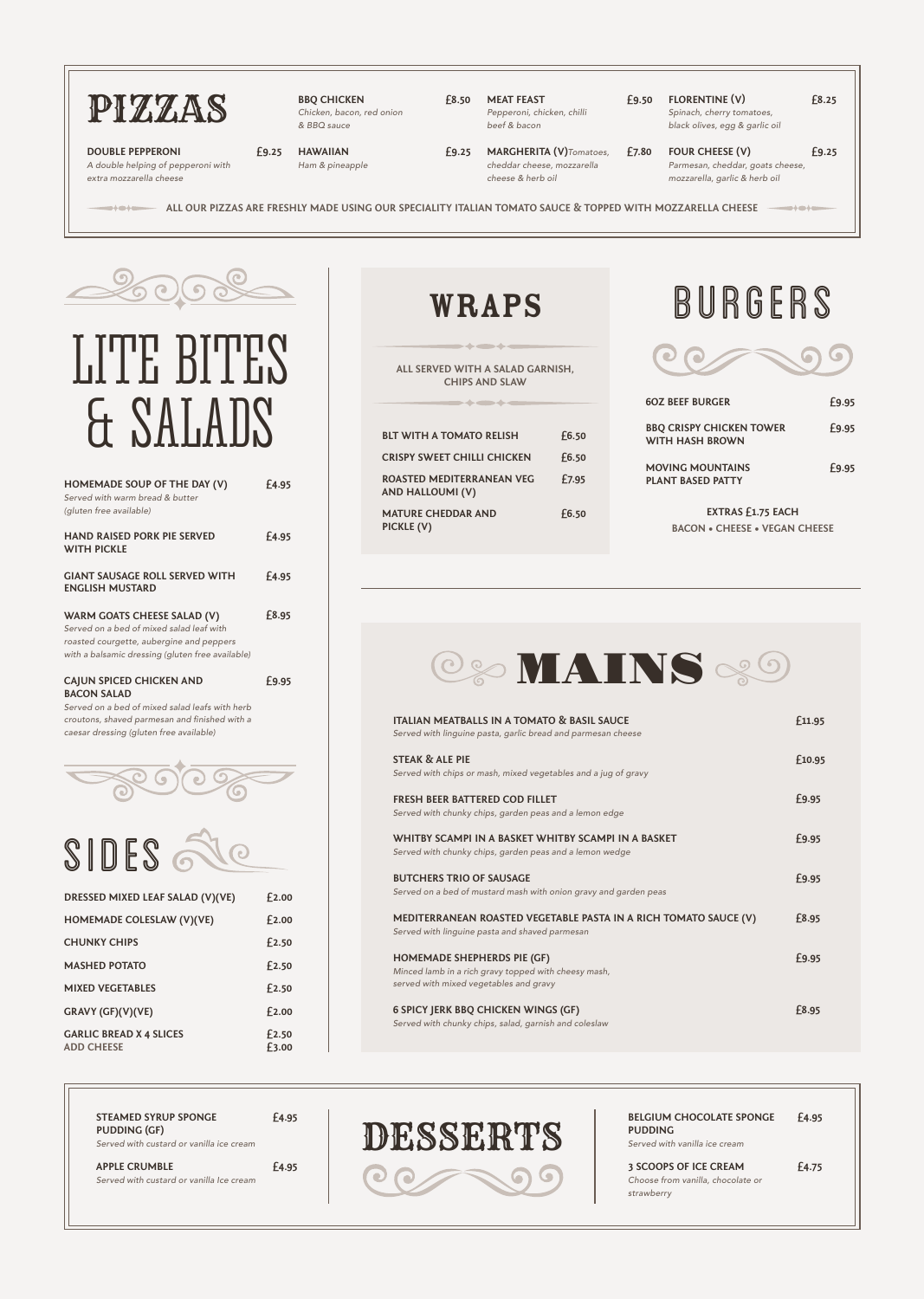# PIZZAS

**DOUBLE PEPPERONI** £9.25
*A double helping of pepperoni with extra mozzarella cheese*

**BBQ CHICKEN** £8.50
*Chicken, bacon, red onion & BBQ sauce*

**HAWAIIAN** £9.25
*Ham & pineapple*

**MEAT FEAST** £9.50
*Pepperoni, chicken, chilli beef & bacon*

**MARGHERITA (V)** £7.80
*Tomatoes, cheddar cheese, mozzarella cheese & herb oil*

**FLORENTINE (V)** £8.25
*Spinach, cherry tomatoes, black olives, egg & garlic oil*

**FOUR CHEESE (V)** £9.25
*Parmesan, cheddar, goats cheese, mozzarella, garlic & herb oil*

ALL OUR PIZZAS ARE FRESHLY MADE USING OUR SPECIALITY ITALIAN TOMATO SAUCE & TOPPED WITH MOZZARELLA CHEESE

# LITE BITES & SALADS

**HOMEMADE SOUP OF THE DAY (V)** £4.95
*Served with warm bread & butter (gluten free available)*

**HAND RAISED PORK PIE SERVED WITH PICKLE** £4.95

**GIANT SAUSAGE ROLL SERVED WITH ENGLISH MUSTARD** £4.95

**WARM GOATS CHEESE SALAD (V)** £8.95
*Served on a bed of mixed salad leaf with roasted courgette, aubergine and peppers with a balsamic dressing (gluten free available)*

**CAJUN SPICED CHICKEN AND BACON SALAD** £9.95
*Served on a bed of mixed salad leafs with herb croutons, shaved parmesan and finished with a caesar dressing (gluten free available)*

# SIDES

| Item | Price |
|---|---|
| DRESSED MIXED LEAF SALAD (V)(VE) | £2.00 |
| HOMEMADE COLESLAW (V)(VE) | £2.00 |
| CHUNKY CHIPS | £2.50 |
| MASHED POTATO | £2.50 |
| MIXED VEGETABLES | £2.50 |
| GRAVY (GF)(V)(VE) | £2.00 |
| GARLIC BREAD X 4 SLICES | £2.50 |
| ADD CHEESE | £3.00 |

# WRAPS

ALL SERVED WITH A SALAD GARNISH, CHIPS AND SLAW

| Item | Price |
|---|---|
| BLT WITH A TOMATO RELISH | £6.50 |
| CRISPY SWEET CHILLI CHICKEN | £6.50 |
| ROASTED MEDITERRANEAN VEG AND HALLOUMI (V) | £7.95 |
| MATURE CHEDDAR AND PICKLE (V) | £6.50 |

# BURGERS

| Item | Price |
|---|---|
| 6OZ BEEF BURGER | £9.95 |
| BBQ CRISPY CHICKEN TOWER WITH HASH BROWN | £9.95 |
| MOVING MOUNTAINS PLANT BASED PATTY | £9.95 |

EXTRAS £1.75 EACH
BACON • CHEESE • VEGAN CHEESE

# MAINS

**ITALIAN MEATBALLS IN A TOMATO & BASIL SAUCE** £11.95
*Served with linguine pasta, garlic bread and parmesan cheese*

**STEAK & ALE PIE** £10.95
*Served with chips or mash, mixed vegetables and a jug of gravy*

**FRESH BEER BATTERED COD FILLET** £9.95
*Served with chunky chips, garden peas and a lemon edge*

**WHITBY SCAMPI IN A BASKET WHITBY SCAMPI IN A BASKET** £9.95
*Served with chunky chips, garden peas and a lemon wedge*

**BUTCHERS TRIO OF SAUSAGE** £9.95
*Served on a bed of mustard mash with onion gravy and garden peas*

**MEDITERRANEAN ROASTED VEGETABLE PASTA IN A RICH TOMATO SAUCE (V)** £8.95
*Served with linguine pasta and shaved parmesan*

**HOMEMADE SHEPHERDS PIE (GF)** £9.95
*Minced lamb in a rich gravy topped with cheesy mash, served with mixed vegetables and gravy*

**6 SPICY JERK BBQ CHICKEN WINGS (GF)** £8.95
*Served with chunky chips, salad, garnish and coleslaw*

# DESSERTS

**STEAMED SYRUP SPONGE PUDDING (GF)** £4.95
*Served with custard or vanilla ice cream*

**APPLE CRUMBLE** £4.95
*Served with custard or vanilla Ice cream*

**BELGIUM CHOCOLATE SPONGE PUDDING** £4.95
*Served with vanilla ice cream*

**3 SCOOPS OF ICE CREAM** £4.75
*Choose from vanilla, chocolate or strawberry*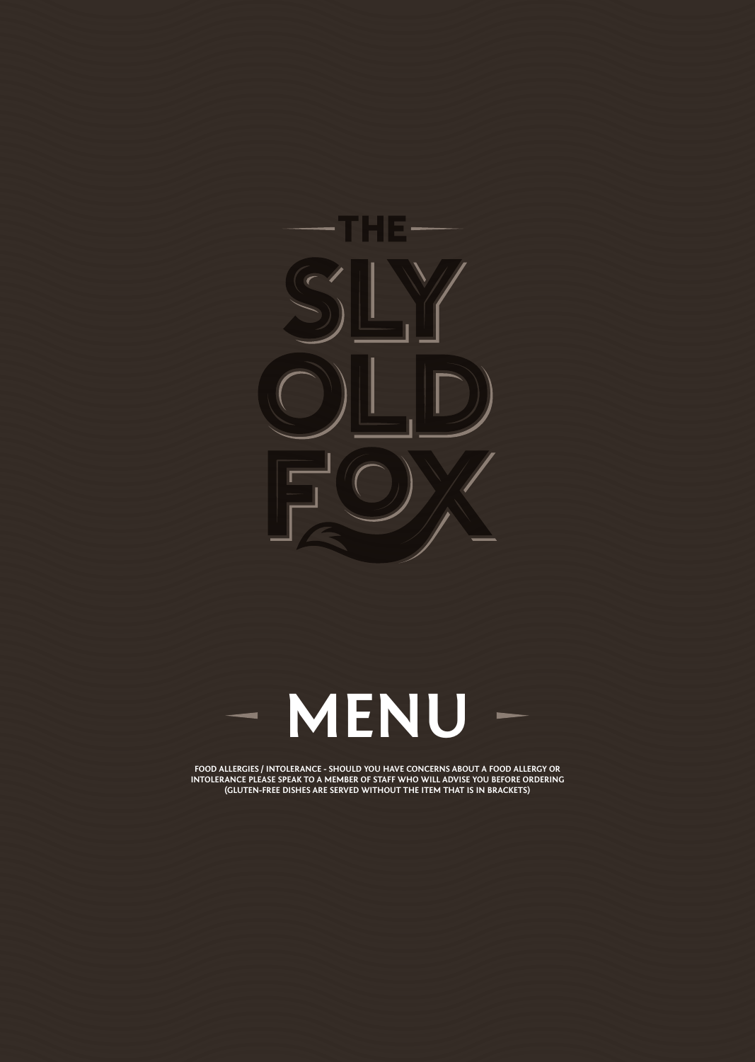# THE SLY OLD FOX

# MENU

FOOD ALLERGIES / INTOLERANCE - SHOULD YOU HAVE CONCERNS ABOUT A FOOD ALLERGY OR INTOLERANCE PLEASE SPEAK TO A MEMBER OF STAFF WHO WILL ADVISE YOU BEFORE ORDERING (GLUTEN-FREE DISHES ARE SERVED WITHOUT THE ITEM THAT IS IN BRACKETS)